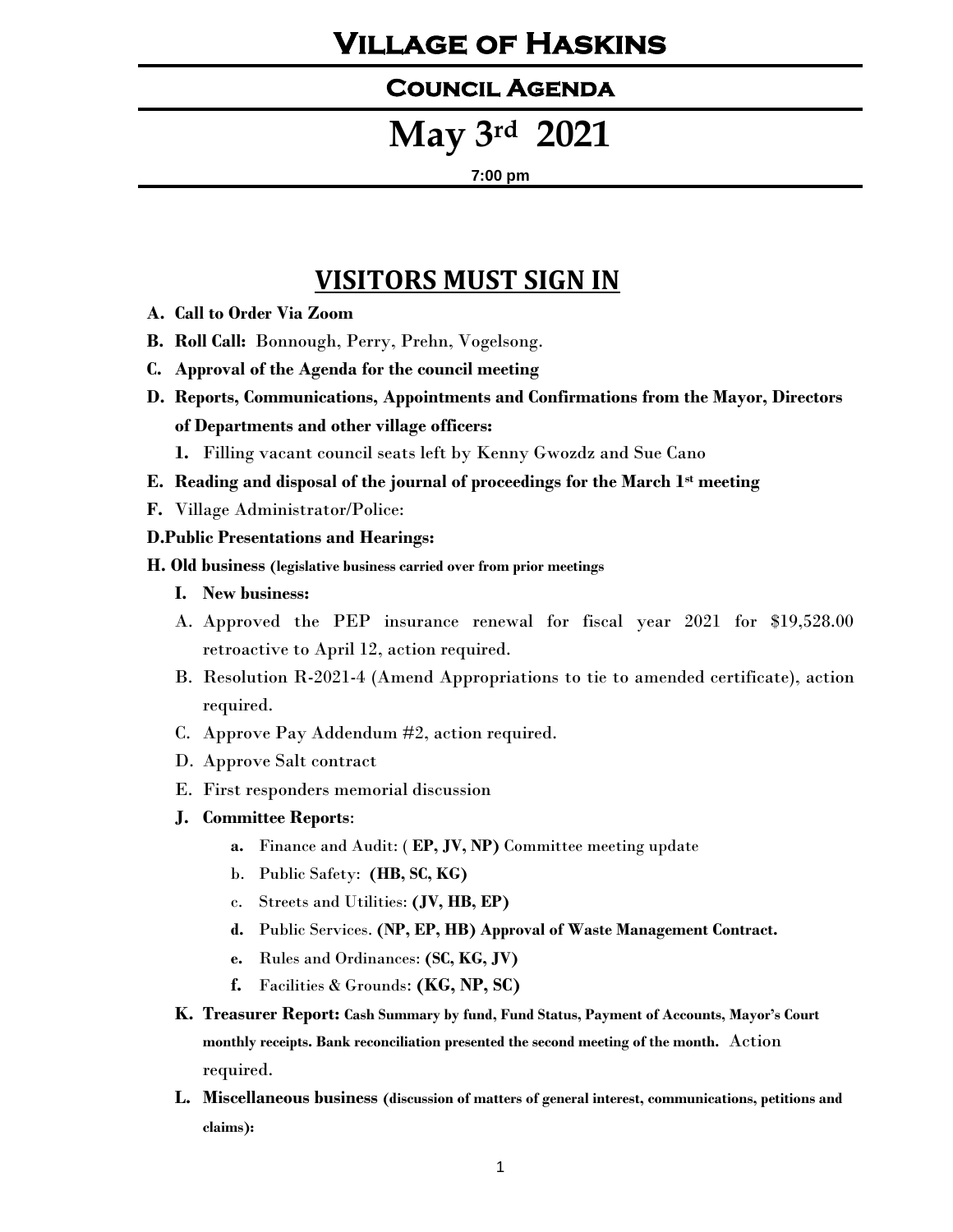# Village of Haskins

## Council Agenda

# May 3rd 2021

**7:00 pm**

## VISITORS MUST SIGN IN

A. **Call to Order Via Zoom**

B. **Roll Call:** Bonnough, Perry, Prehn, Vogelsong.

C. **Approval of the Agenda for the council meeting**

D. **Reports, Communications, Appointments and Confirmations from the Mayor, Directors of Departments and other village officers:**

   1. Filling vacant council seats left by Kenny Gwozdz and Sue Cano

E. **Reading and disposal of the journal of proceedings for the March 1st meeting**

F. Village Administrator/Police:

**D.Public Presentations and Hearings:**

**H. Old business (legislative business carried over from prior meetings**

   **I. New business:**

   A. Approved the PEP insurance renewal for fiscal year 2021 for $19,528.00 retroactive to April 12, action required.

   B. Resolution R-2021-4 (Amend Appropriations to tie to amended certificate), action required.

   C. Approve Pay Addendum #2, action required.

   D. Approve Salt contract

   E. First responders memorial discussion

   **J. Committee Reports**:

   a. Finance and Audit: ( **EP, JV, NP)** Committee meeting update

   b. Public Safety: **(HB, SC, KG)**

   c. Streets and Utilities: **(JV, HB, EP)**

   d. Public Services. **(NP, EP, HB) Approval of Waste Management Contract.**

   e. Rules and Ordinances: **(SC, KG, JV)**

   f. Facilities & Grounds: **(KG, NP, SC)**

   **K. Treasurer Report: Cash Summary by fund, Fund Status, Payment of Accounts, Mayor's Court monthly receipts. Bank reconciliation presented the second meeting of the month.** Action required.

   **L. Miscellaneous business (discussion of matters of general interest, communications, petitions and claims):**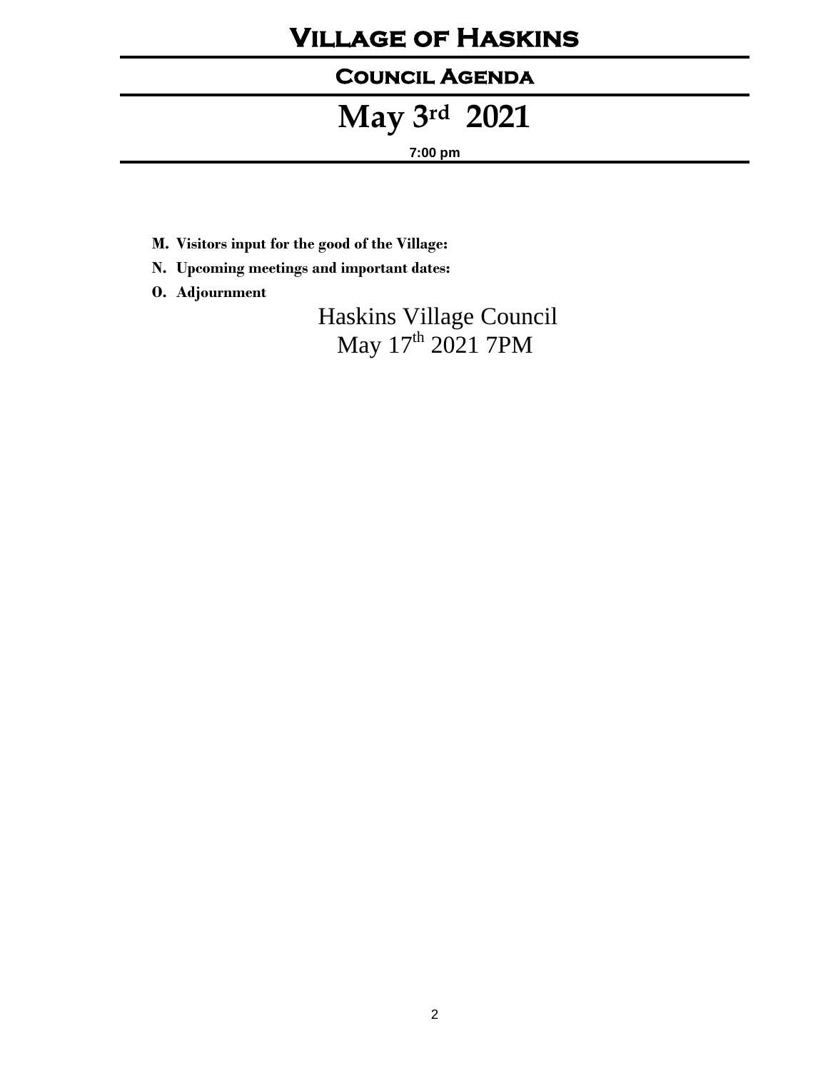# Village of Haskins

## Council Agenda

# May 3rd 2021

**7:00 pm**

- **M. Visitors input for the good of the Village:**
- **N. Upcoming meetings and important dates:**
- **O. Adjournment**

Haskins Village Council
May 17th 2021 7PM